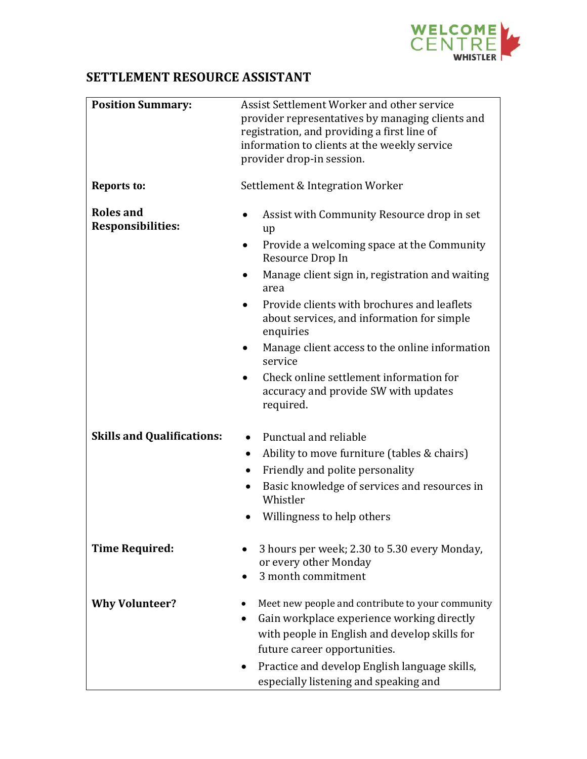WELCOME CENTRE WHISTLER

# SETTLEMENT RESOURCE ASSISTANT

| | |
|---|---|
| **Position Summary:** | Assist Settlement Worker and other service provider representatives by managing clients and registration, and providing a first line of information to clients at the weekly service provider drop-in session. |
| **Reports to:** | Settlement & Integration Worker |
| **Roles and Responsibilities:** | • Assist with Community Resource drop in set up<br>• Provide a welcoming space at the Community Resource Drop In<br>• Manage client sign in, registration and waiting area<br>• Provide clients with brochures and leaflets about services, and information for simple enquiries<br>• Manage client access to the online information service<br>• Check online settlement information for accuracy and provide SW with updates required. |
| **Skills and Qualifications:** | • Punctual and reliable<br>• Ability to move furniture (tables & chairs)<br>• Friendly and polite personality<br>• Basic knowledge of services and resources in Whistler<br>• Willingness to help others |
| **Time Required:** | • 3 hours per week; 2.30 to 5.30 every Monday, or every other Monday<br>• 3 month commitment |
| **Why Volunteer?** | • Meet new people and contribute to your community<br>• Gain workplace experience working directly with people in English and develop skills for future career opportunities.<br>• Practice and develop English language skills, especially listening and speaking and |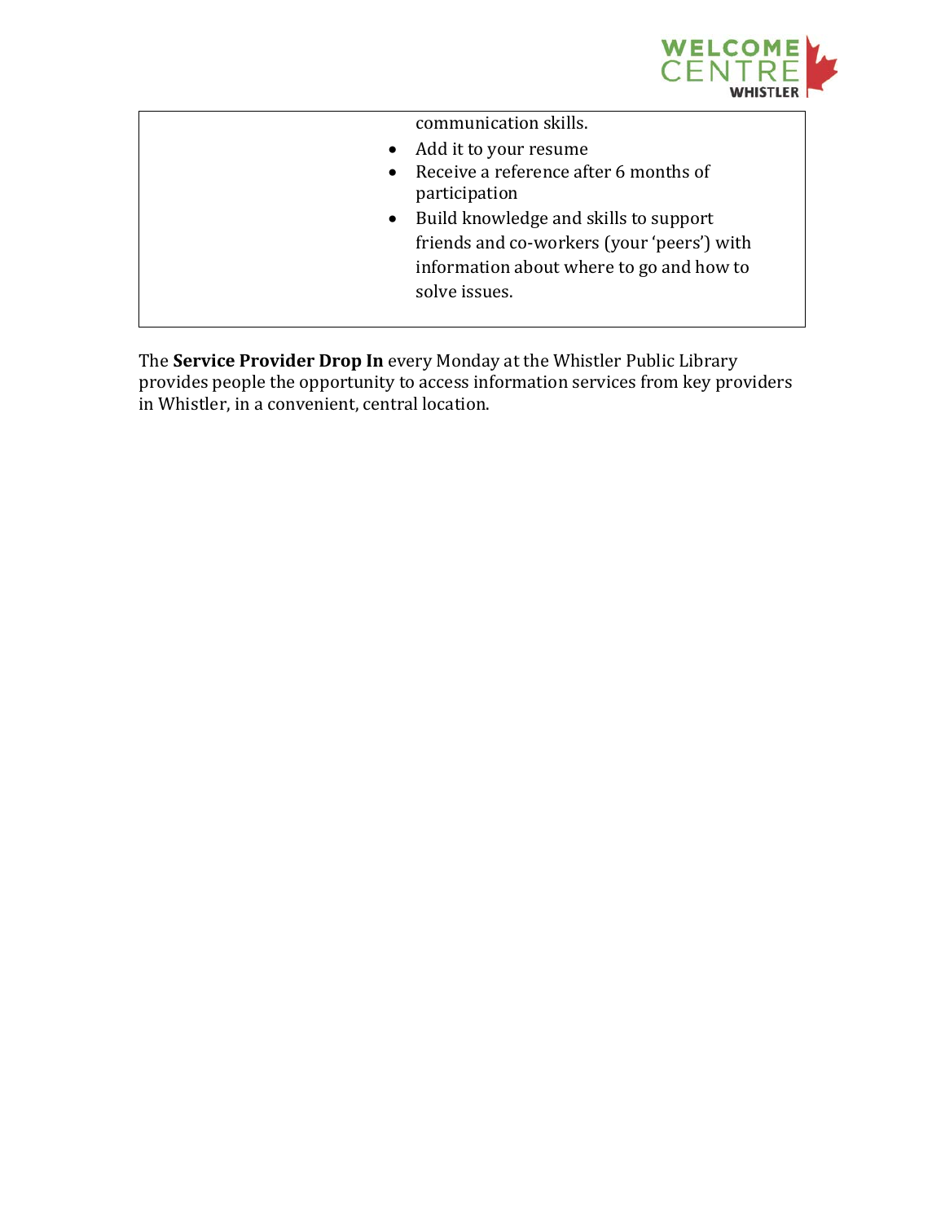| | |
|---|---|
| | communication skills.<br>• Add it to your resume<br>• Receive a reference after 6 months of participation<br>• Build knowledge and skills to support friends and co-workers (your 'peers') with information about where to go and how to solve issues. |

The **Service Provider Drop In** every Monday at the Whistler Public Library provides people the opportunity to access information services from key providers in Whistler, in a convenient, central location.